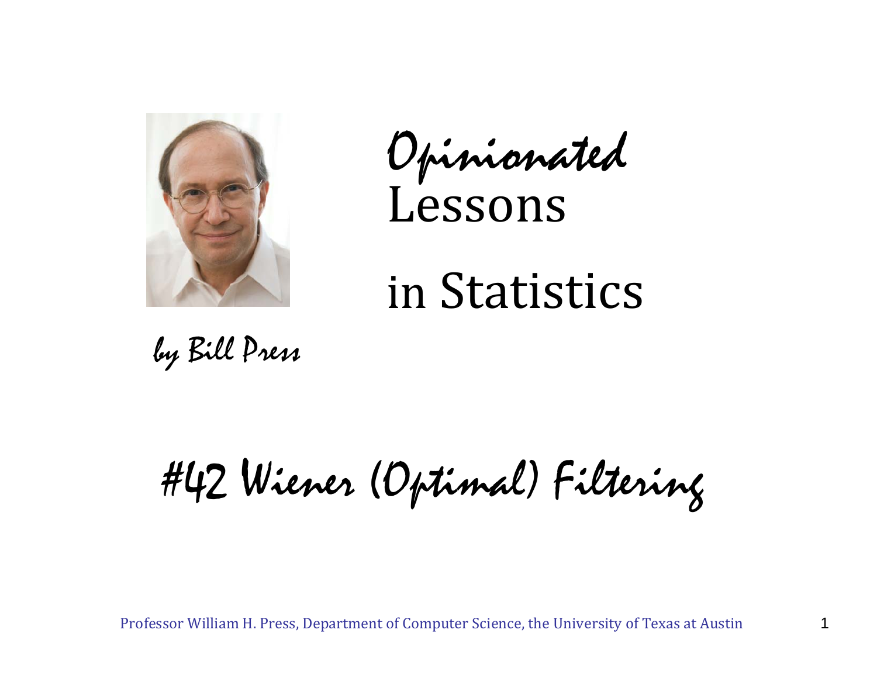# *Opinionated* Lessons in Statistics

*by Bill Press*

## #42 Wiener (Optimal) Filtering

Professor William H. Press, Department of Computer Science, the University of Texas at Austin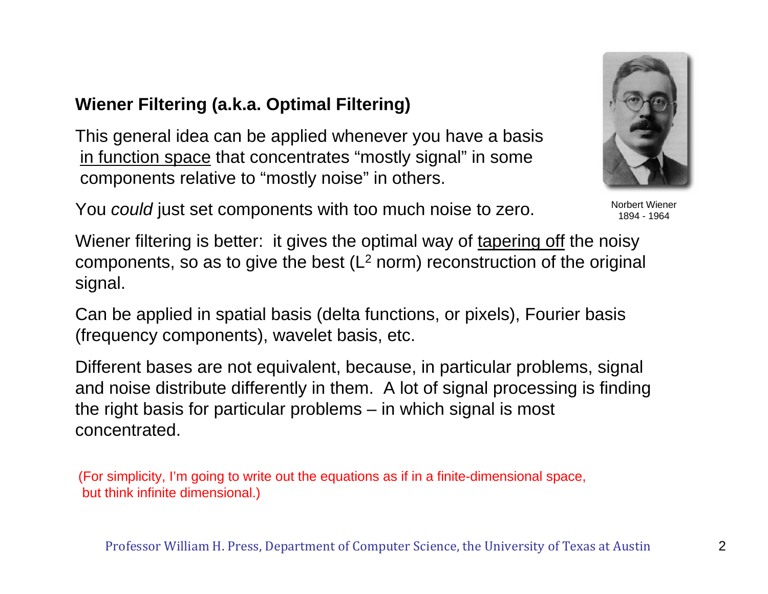## Wiener Filtering (a.k.a. Optimal Filtering)

This general idea can be applied whenever you have a basis in function space that concentrates "mostly signal" in some components relative to "mostly noise" in others.

You *could* just set components with too much noise to zero.

Norbert Wiener
1894 - 1964

Wiener filtering is better: it gives the optimal way of tapering off the noisy components, so as to give the best ($L^2$ norm) reconstruction of the original signal.

Can be applied in spatial basis (delta functions, or pixels), Fourier basis (frequency components), wavelet basis, etc.

Different bases are not equivalent, because, in particular problems, signal and noise distribute differently in them. A lot of signal processing is finding the right basis for particular problems – in which signal is most concentrated.

(For simplicity, I'm going to write out the equations as if in a finite-dimensional space, but think infinite dimensional.)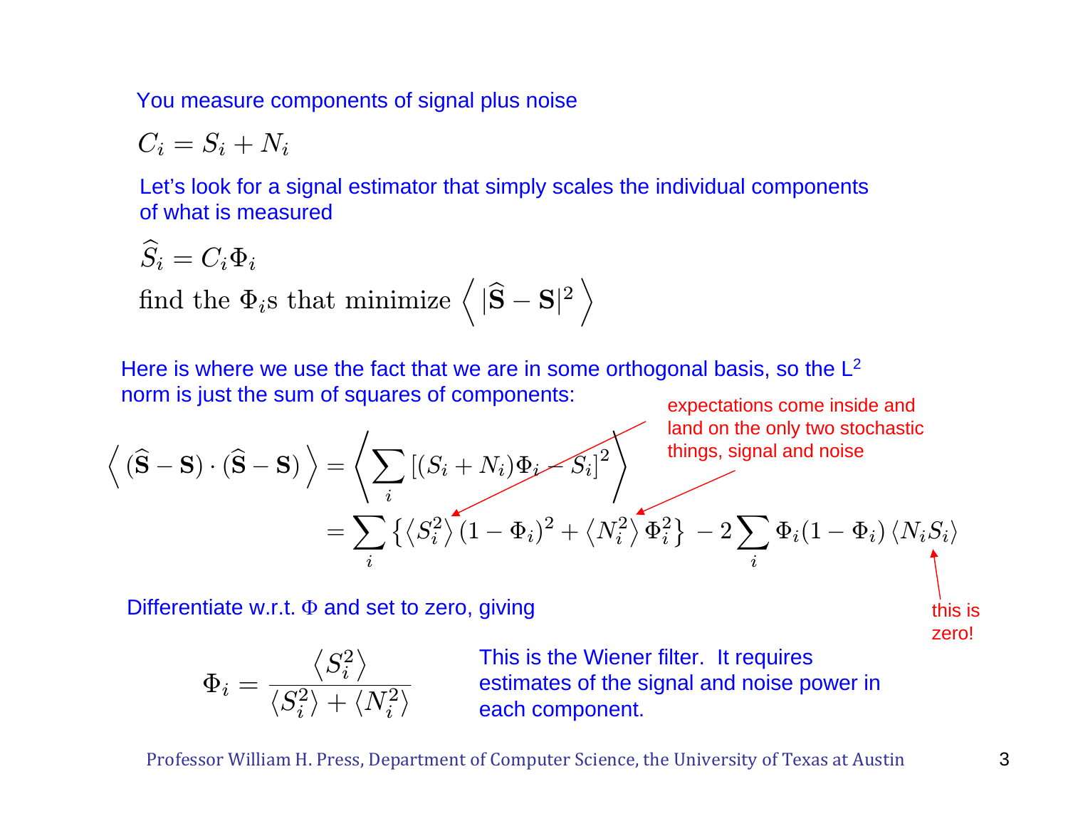You measure components of signal plus noise

$$C_i = S_i + N_i$$

Let's look for a signal estimator that simply scales the individual components of what is measured

$$\widehat{S}_i = C_i \Phi_i$$

$$\text{find the } \Phi_i\text{s that minimize } \left\langle \, |\widehat{\mathbf{S}} - \mathbf{S}|^2 \, \right\rangle$$

Here is where we use the fact that we are in some orthogonal basis, so the $L^2$ norm is just the sum of squares of components:

$$\left\langle \, (\widehat{\mathbf{S}} - \mathbf{S}) \cdot (\widehat{\mathbf{S}} - \mathbf{S}) \, \right\rangle = \left\langle \sum_i \left[ (S_i + N_i)\Phi_i - S_i \right]^2 \right\rangle$$

$$= \sum_i \left\{ \left\langle S_i^2 \right\rangle (1 - \Phi_i)^2 + \left\langle N_i^2 \right\rangle \Phi_i^2 \right\} \, - 2 \sum_i \Phi_i (1 - \Phi_i) \left\langle N_i S_i \right\rangle$$

expectations come inside and land on the only two stochastic things, signal and noise

this is zero!

Differentiate w.r.t. $\Phi$ and set to zero, giving

$$\Phi_i = \frac{\left\langle S_i^2 \right\rangle}{\left\langle S_i^2 \right\rangle + \left\langle N_i^2 \right\rangle}$$

This is the Wiener filter. It requires estimates of the signal and noise power in each component.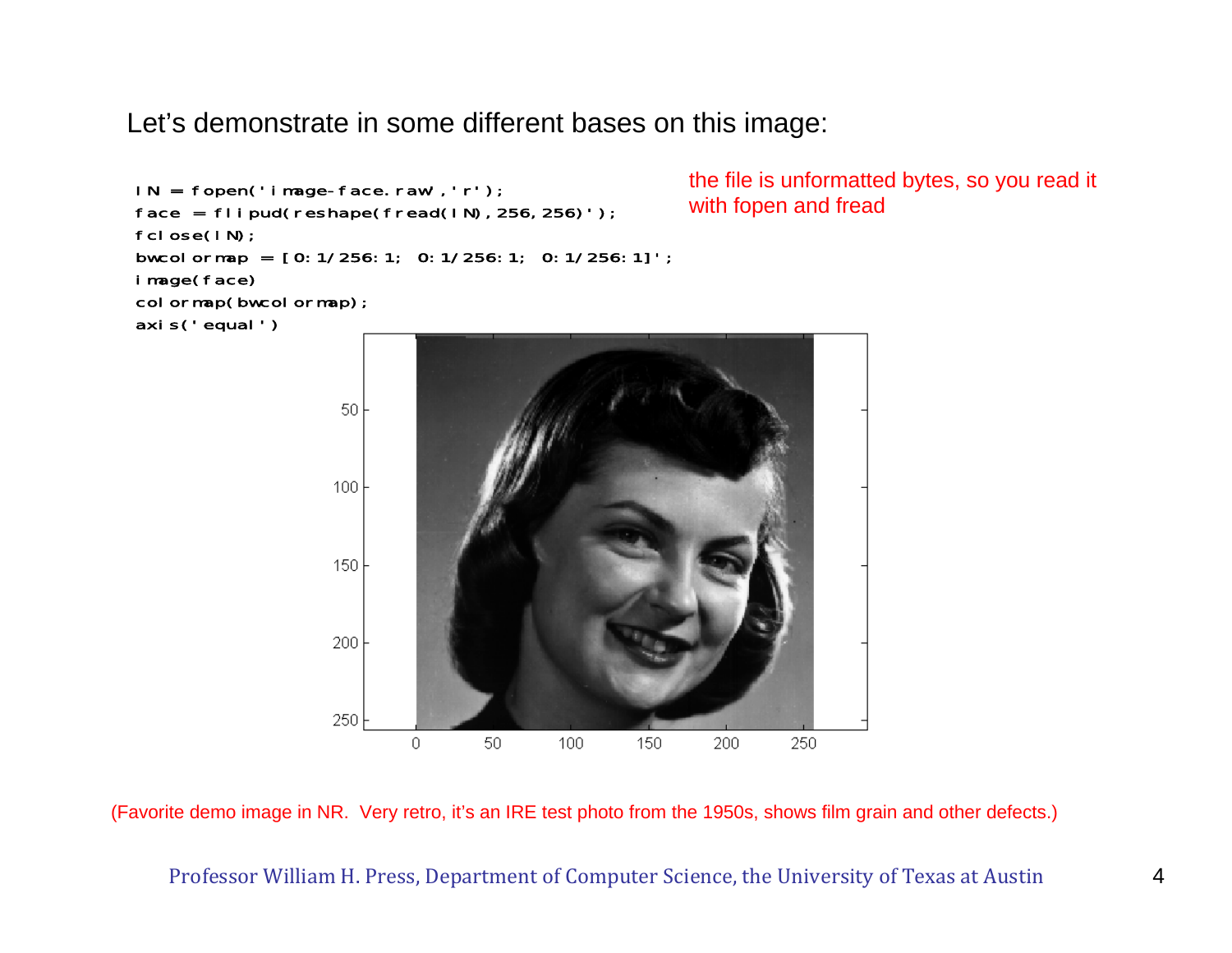Let's demonstrate in some different bases on this image:

```
IN = fopen('image-face.raw','r');
face = flipud(reshape(fread(IN),256,256)');
fclose(IN);
bwcolormap = [0:1/256:1; 0:1/256:1; 0:1/256:1]';
image(face)
colormap(bwcolormap);
axis('equal')
```

the file is unformatted bytes, so you read it with fopen and fread

(Favorite demo image in NR. Very retro, it's an IRE test photo from the 1950s, shows film grain and other defects.)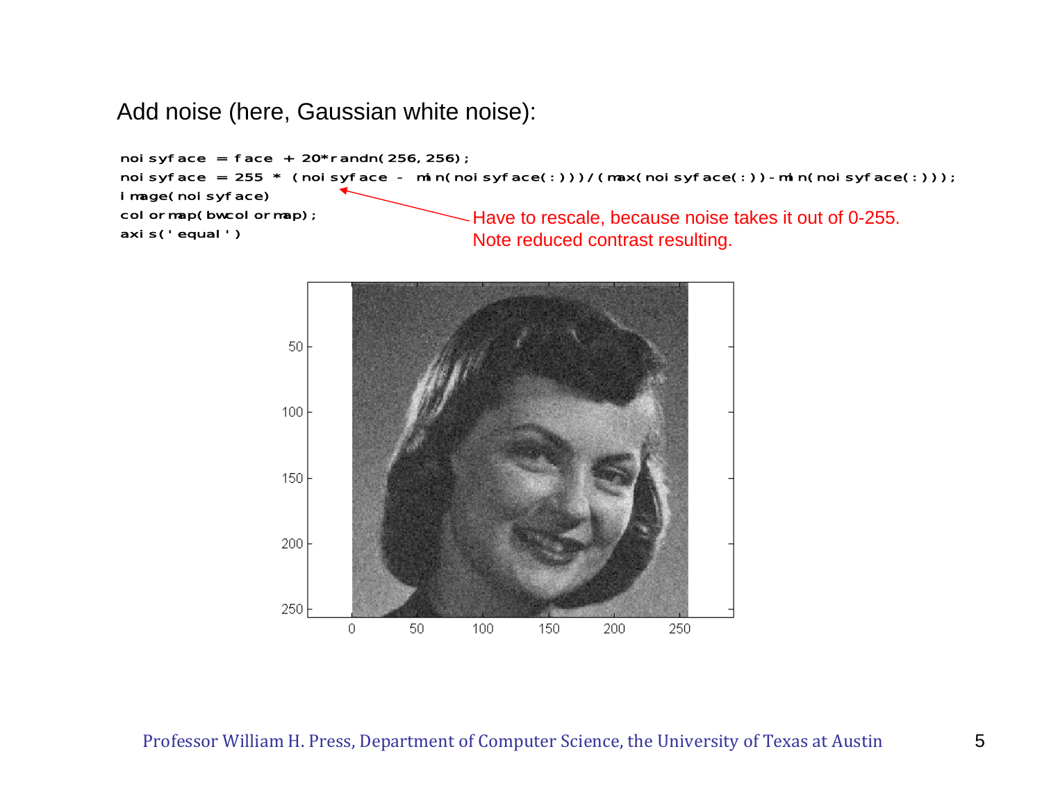Add noise (here, Gaussian white noise):

```
noisyface = face + 20*randn(256,256);
noisyface = 255 * (noisyface - min(noisyface(:)))/(max(noisyface(:))-min(noisyface(:)));
image(noisyface)
colormap(bwcolormap);
axis('equal')
```

Have to rescale, because noise takes it out of 0-255.
Note reduced contrast resulting.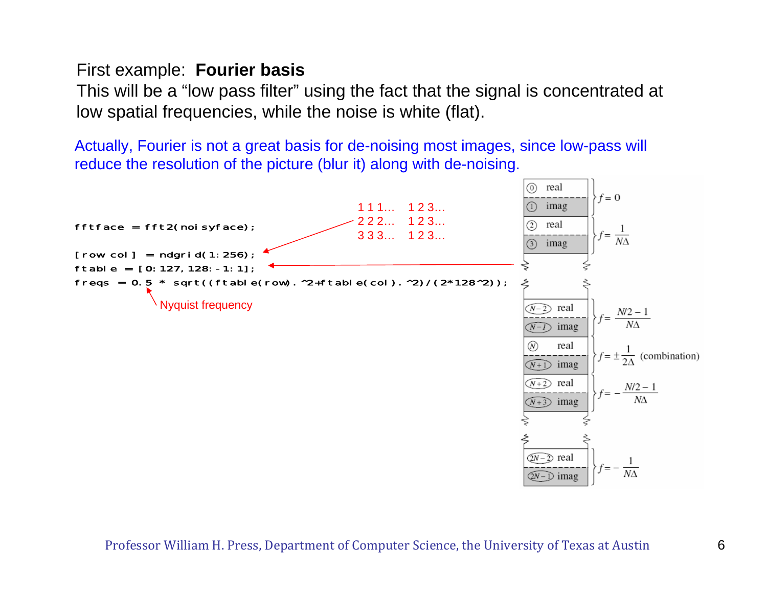First example: **Fourier basis**

This will be a “low pass filter” using the fact that the signal is concentrated at low spatial frequencies, while the noise is white (flat).

Actually, Fourier is not a great basis for de-noising most images, since low-pass will reduce the resolution of the picture (blur it) along with de-noising.

```
fftface = fft2(noisyface);

[row col] = ndgrid(1:256);
ftable = [0:127,128:-1:1];
freqs = 0.5 * sqrt((ftable(row).^2+ftable(col).^2)/(2*128^2));
```

1 1 1... 1 2 3...
2 2 2... 1 2 3...
3 3 3... 1 2 3...

Nyquist frequency

| Index | Part | Frequency |
|---|---|---|
| 0 | real | $f = 0$ |
| 1 | imag | |
| 2 | real | $f = \frac{1}{N\Delta}$ |
| 3 | imag | |
| ... | | |
| $N-2$ | real | $f = \frac{N/2 - 1}{N\Delta}$ |
| $N-1$ | imag | |
| $N$ | real | $f = \pm \frac{1}{2\Delta}$ (combination) |
| $N+1$ | imag | |
| $N+2$ | real | $f = -\frac{N/2 - 1}{N\Delta}$ |
| $N+3$ | imag | |
| ... | | |
| $2N-2$ | real | $f = -\frac{1}{N\Delta}$ |
| $2N-1$ | imag | |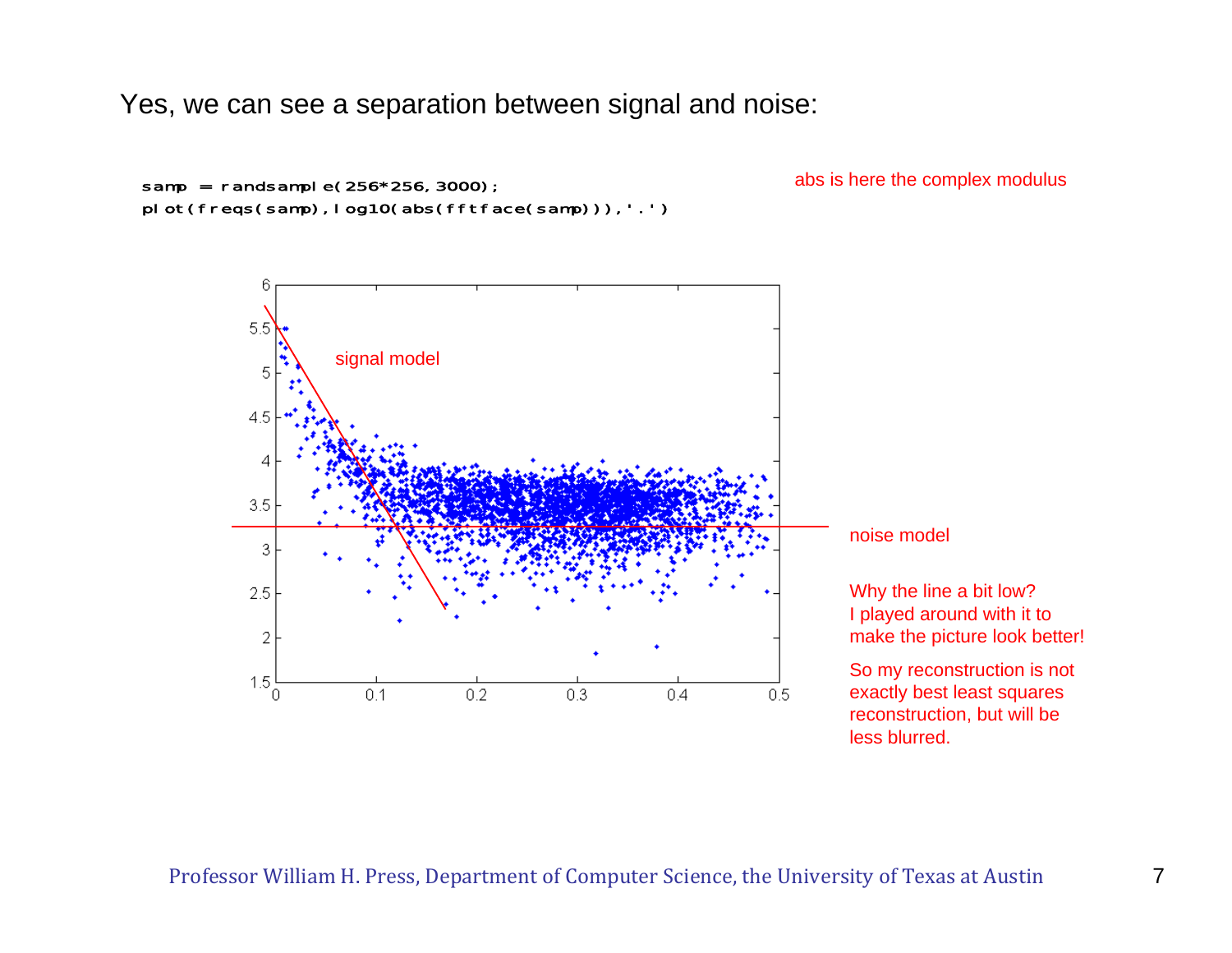Yes, we can see a separation between signal and noise:

```
samp = randsample(256*256,3000);
plot(freqs(samp),log10(abs(fftface(samp))),'.')
```

abs is here the complex modulus

signal model

noise model

Why the line a bit low? I played around with it to make the picture look better!

So my reconstruction is not exactly best least squares reconstruction, but will be less blurred.

Professor William H. Press, Department of Computer Science, the University of Texas at Austin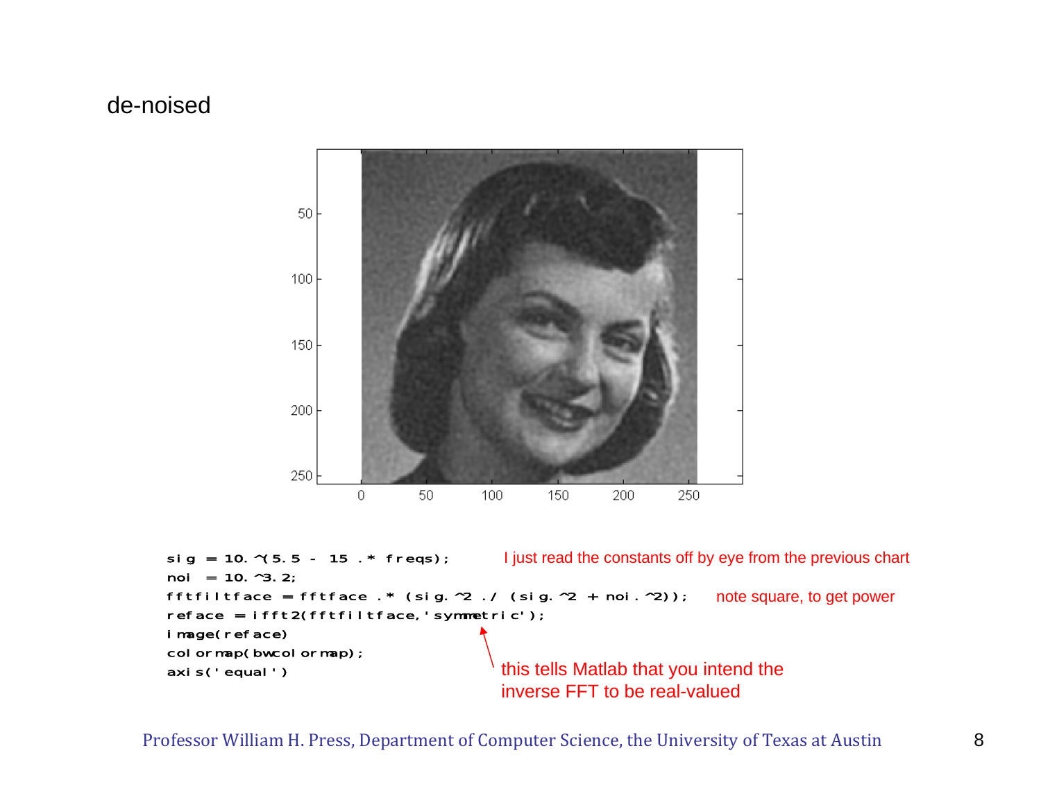de-noised

```
sig = 10.^(5.5 - 15 .* freqs);
noi  = 10.^3.2;
fftfiltface = fftface .* (sig.^2 ./ (sig.^2 + noi.^2));
reface = ifft2(fftfiltface,'symmetric');
image(reface)
colormap(bwcolormap);
axis('equal')
```

I just read the constants off by eye from the previous chart

note square, to get power

this tells Matlab that you intend the inverse FFT to be real-valued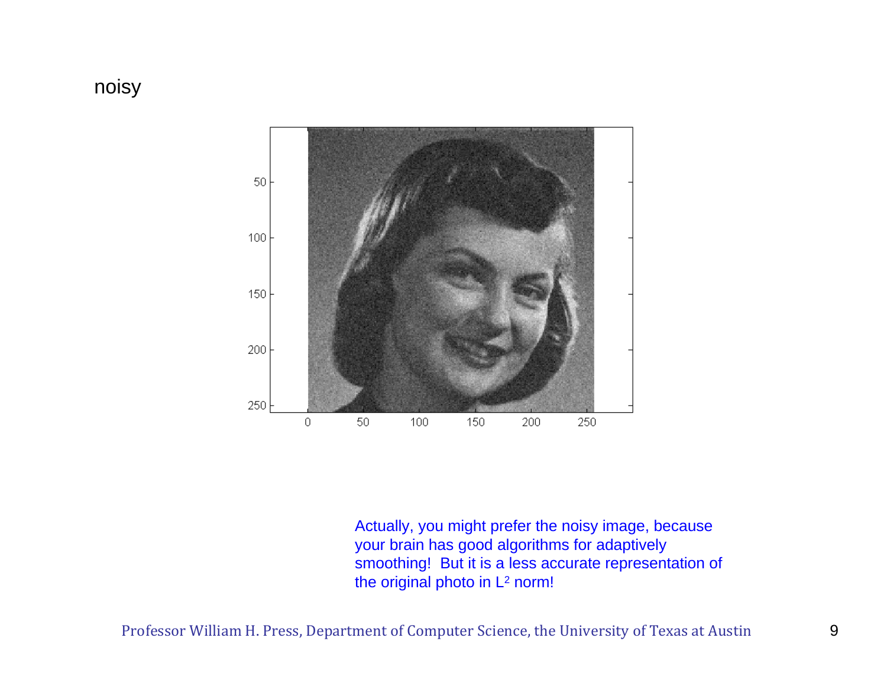noisy

Actually, you might prefer the noisy image, because your brain has good algorithms for adaptively smoothing! But it is a less accurate representation of the original photo in $L^2$ norm!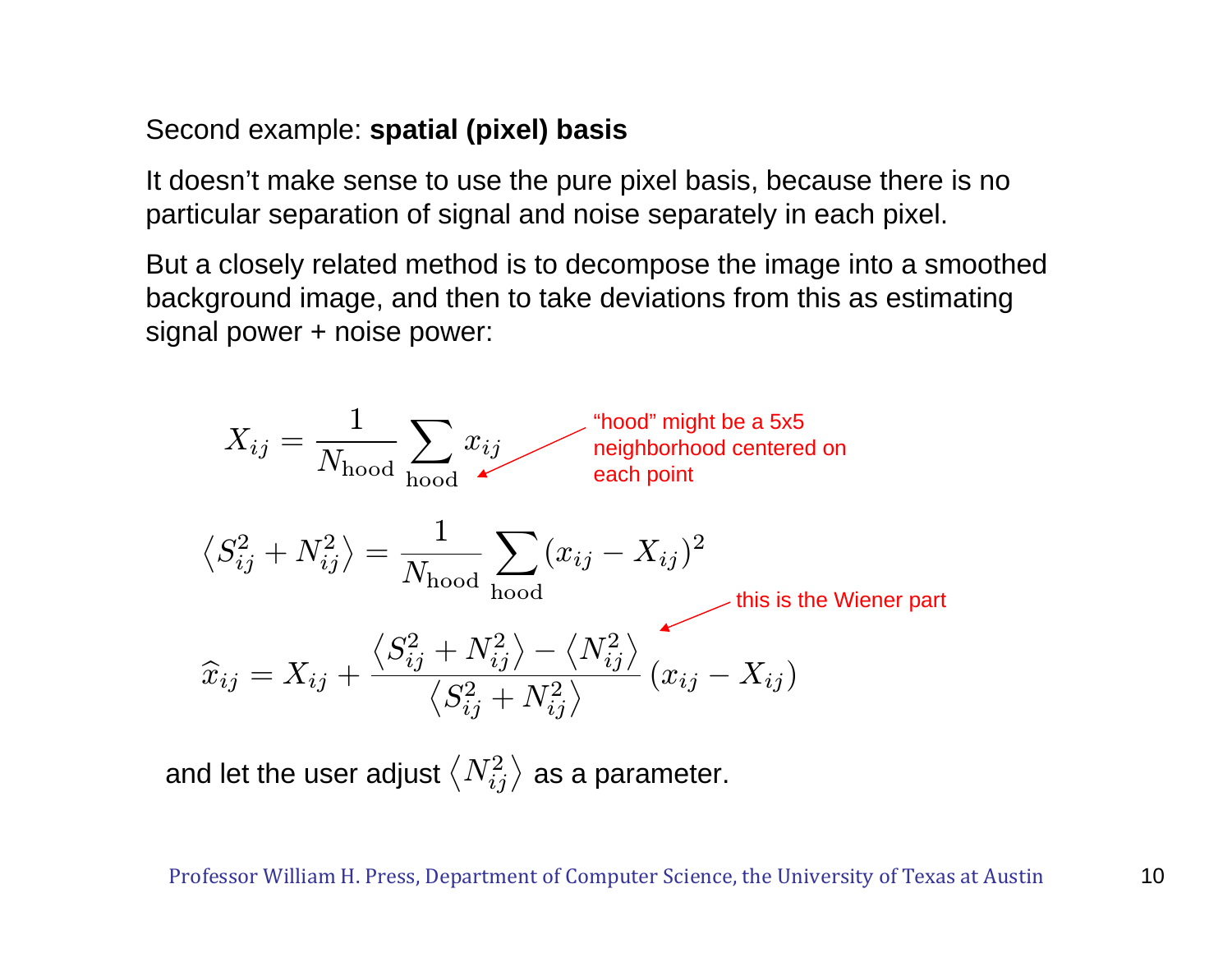Second example: **spatial (pixel) basis**

It doesn't make sense to use the pure pixel basis, because there is no particular separation of signal and noise separately in each pixel.

But a closely related method is to decompose the image into a smoothed background image, and then to take deviations from this as estimating signal power + noise power:

$$X_{ij} = \frac{1}{N_{\text{hood}}} \sum_{\text{hood}} x_{ij}$$

"hood" might be a 5x5 neighborhood centered on each point

$$\left\langle S_{ij}^2 + N_{ij}^2 \right\rangle = \frac{1}{N_{\text{hood}}} \sum_{\text{hood}} (x_{ij} - X_{ij})^2$$

this is the Wiener part

$$\widehat{x}_{ij} = X_{ij} + \frac{\left\langle S_{ij}^2 + N_{ij}^2 \right\rangle - \left\langle N_{ij}^2 \right\rangle}{\left\langle S_{ij}^2 + N_{ij}^2 \right\rangle} (x_{ij} - X_{ij})$$

and let the user adjust $\left\langle N_{ij}^2 \right\rangle$ as a parameter.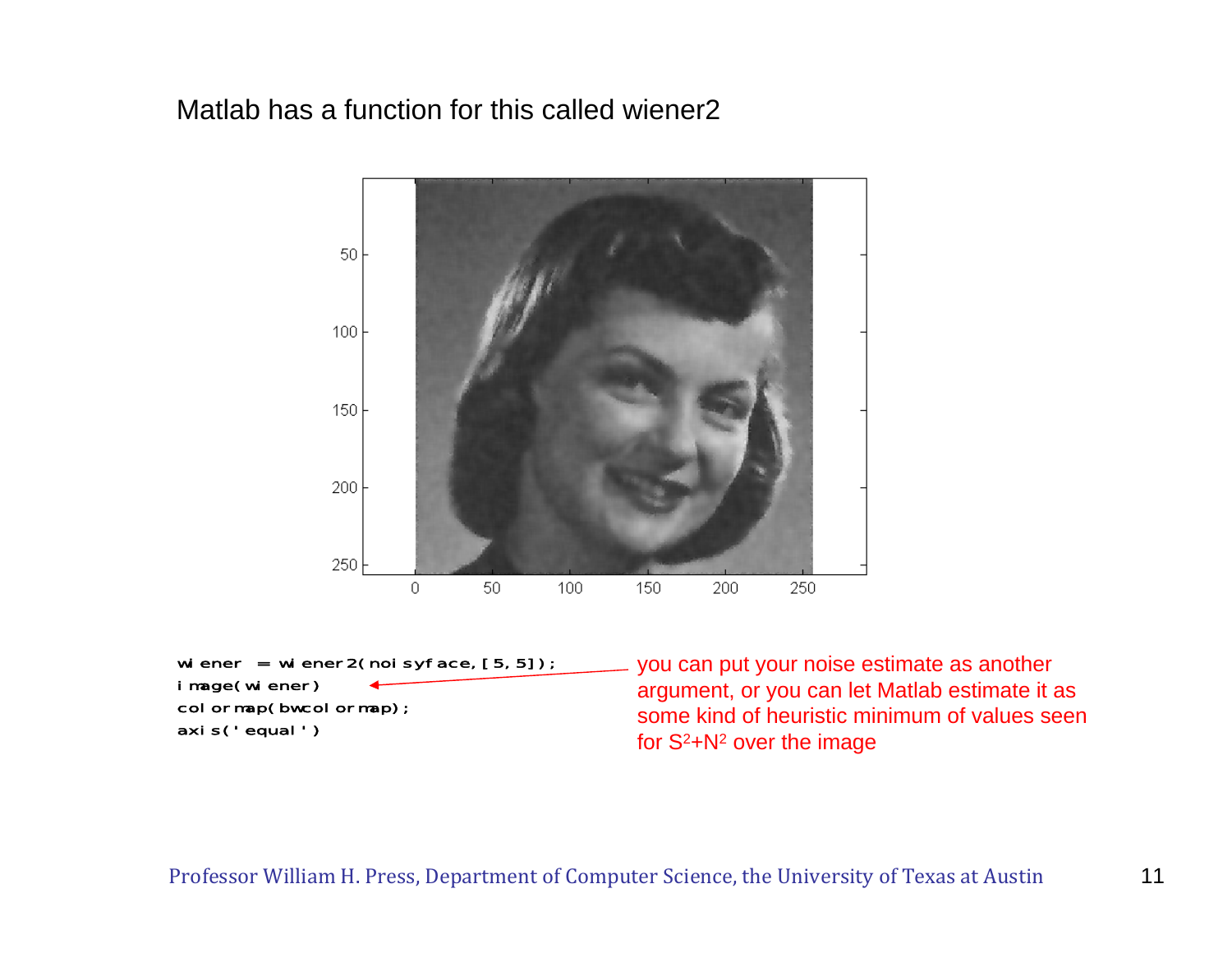Matlab has a function for this called wiener2

```
wiener = wiener2(noisyface,[5,5]);
image(wiener)
colormap(bwcolormap);
axis('equal')
```

you can put your noise estimate as another argument, or you can let Matlab estimate it as some kind of heuristic minimum of values seen for $S^2+N^2$ over the image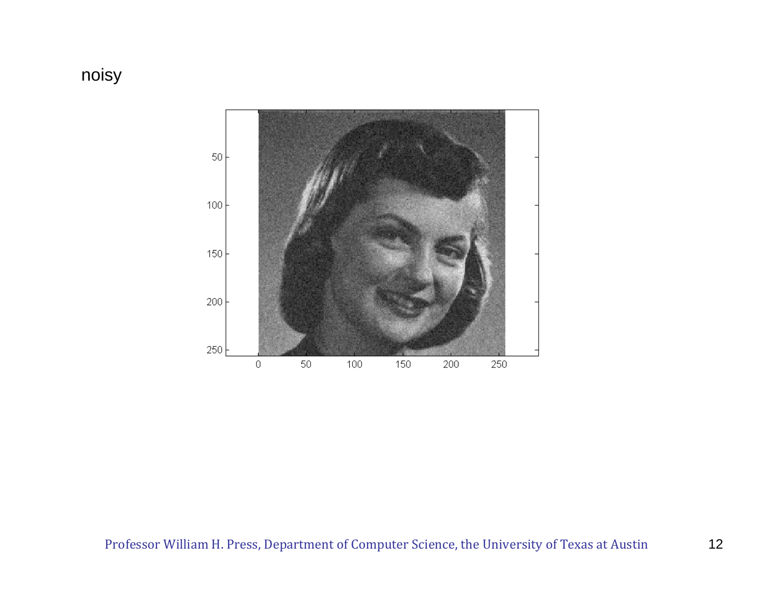noisy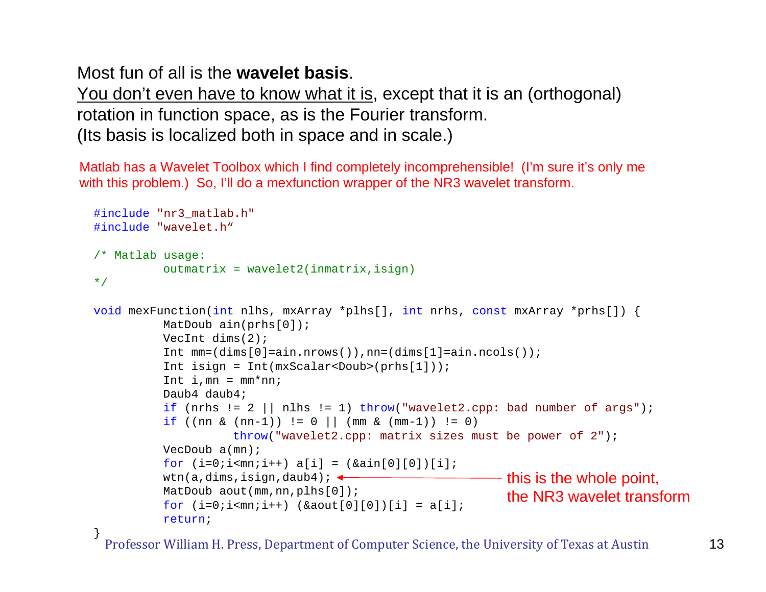Most fun of all is the **wavelet basis**.
You don't even have to know what it is, except that it is an (orthogonal) rotation in function space, as is the Fourier transform.
(Its basis is localized both in space and in scale.)

Matlab has a Wavelet Toolbox which I find completely incomprehensible! (I'm sure it's only me with this problem.) So, I'll do a mexfunction wrapper of the NR3 wavelet transform.

```
#include "nr3_matlab.h"
#include "wavelet.h"

/* Matlab usage:
          outmatrix = wavelet2(inmatrix,isign)
*/

void mexFunction(int nlhs, mxArray *plhs[], int nrhs, const mxArray *prhs[]) {
          MatDoub ain(prhs[0]);
          VecInt dims(2);
          Int mm=(dims[0]=ain.nrows()),nn=(dims[1]=ain.ncols());
          Int isign = Int(mxScalar<Doub>(prhs[1]));
          Int i,mn = mm*nn;
          Daub4 daub4;
          if (nrhs != 2 || nlhs != 1) throw("wavelet2.cpp: bad number of args");
          if ((nn & (nn-1)) != 0 || (mm & (mm-1)) != 0)
                    throw("wavelet2.cpp: matrix sizes must be power of 2");
          VecDoub a(mn);
          for (i=0;i<mn;i++) a[i] = (&ain[0][0])[i];
          wtn(a,dims,isign,daub4);
          MatDoub aout(mm,nn,plhs[0]);
          for (i=0;i<mn;i++) (&aout[0][0])[i] = a[i];
          return;
}
```

this is the whole point, the NR3 wavelet transform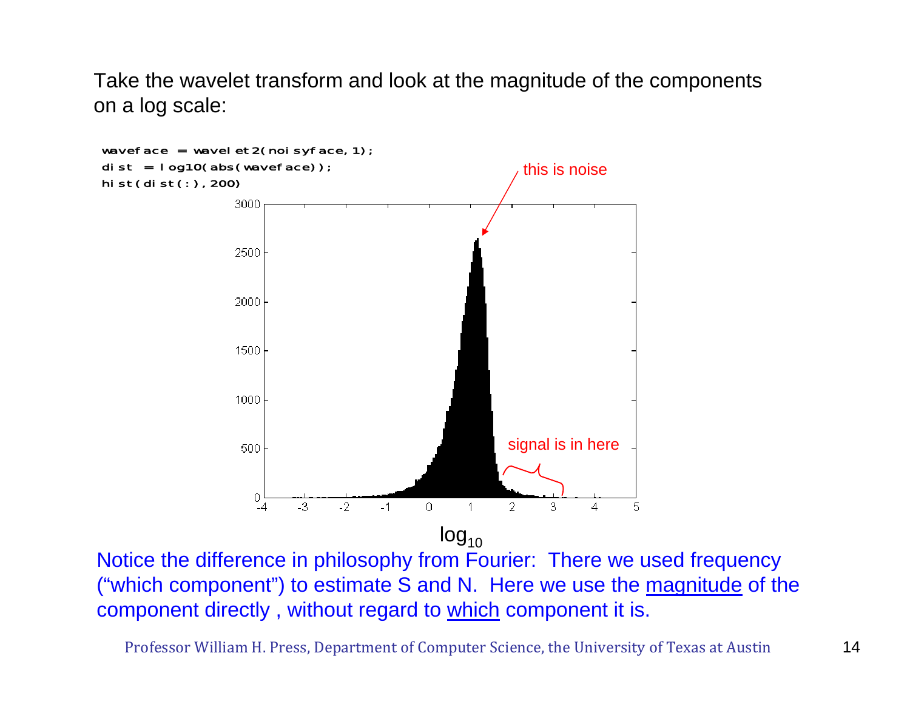Take the wavelet transform and look at the magnitude of the components on a log scale:

```
waveface = wavelet2(noisyface,1);
dist = log10(abs(waveface));
hist(dist(:),200)
```

this is noise

signal is in here

$\log_{10}$

Notice the difference in philosophy from Fourier: There we used frequency ("which component") to estimate S and N. Here we use the magnitude of the component directly , without regard to which component it is.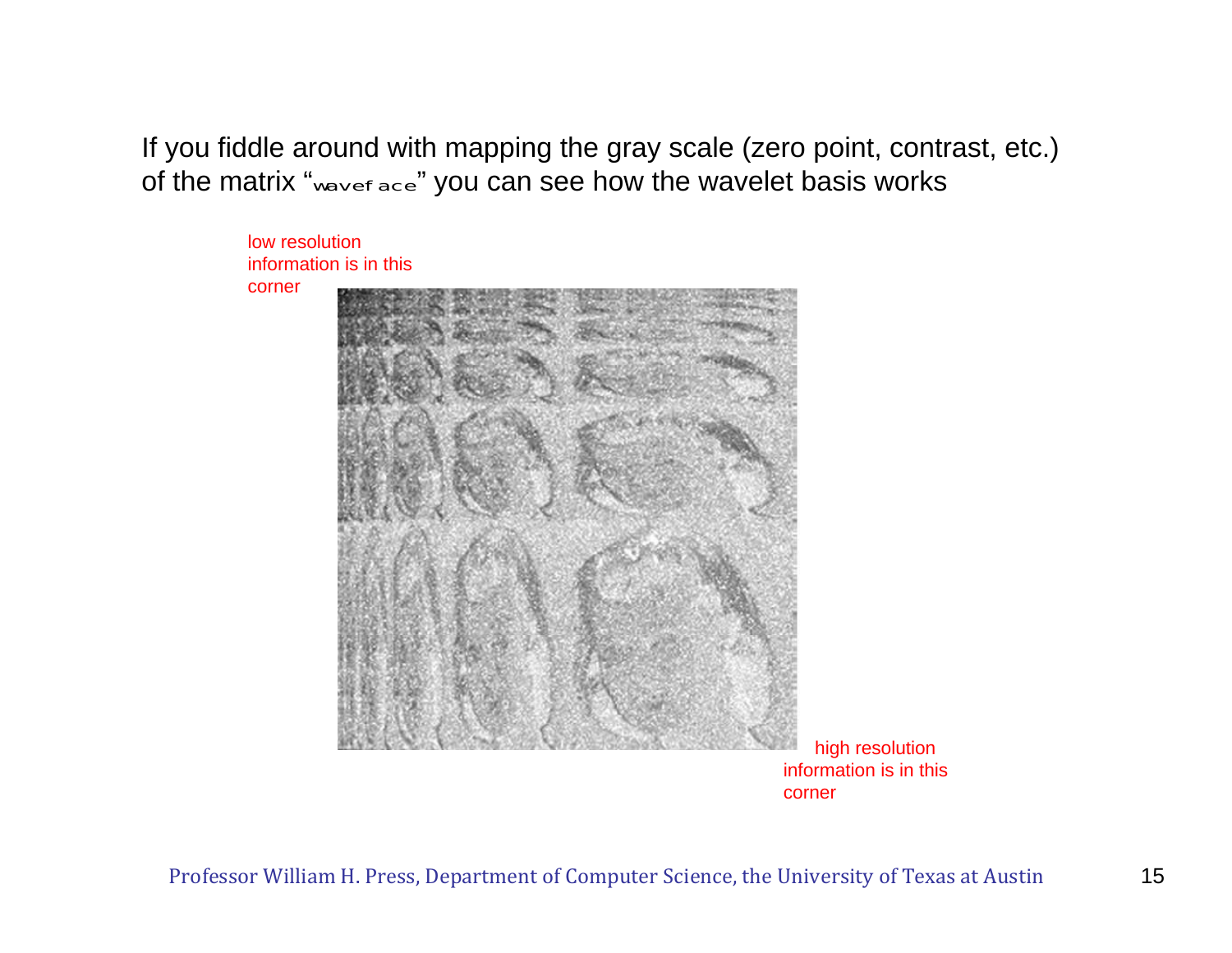If you fiddle around with mapping the gray scale (zero point, contrast, etc.) of the matrix "waveface" you can see how the wavelet basis works

low resolution information is in this corner

high resolution information is in this corner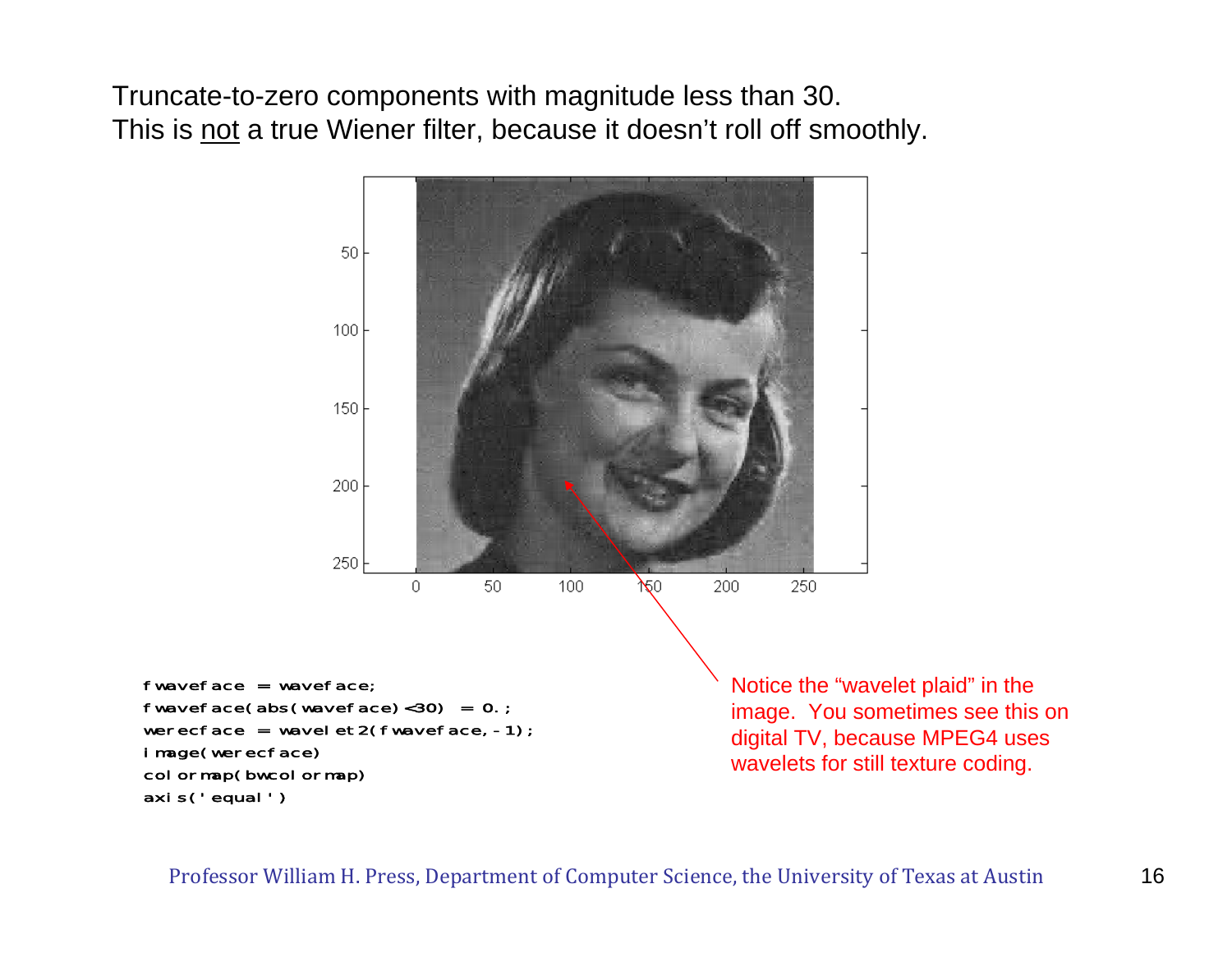Truncate-to-zero components with magnitude less than 30.
This is not a true Wiener filter, because it doesn't roll off smoothly.

```
fwaveface = waveface;
fwaveface(abs(waveface)<30) = 0.;
werecface = wavelet2(fwaveface,-1);
image(werecface)
colormap(bwcolormap)
axis('equal')
```

Notice the "wavelet plaid" in the image. You sometimes see this on digital TV, because MPEG4 uses wavelets for still texture coding.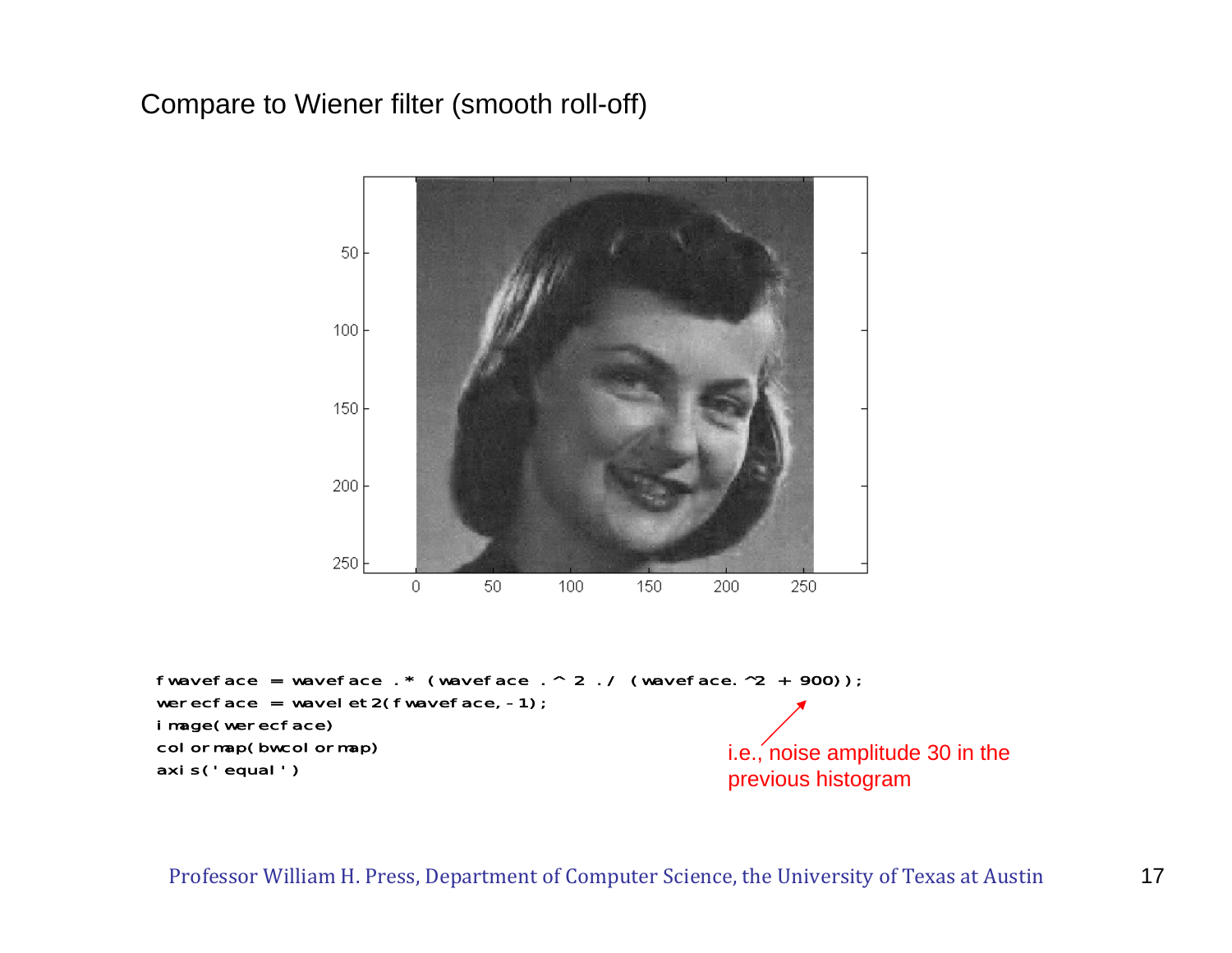Compare to Wiener filter (smooth roll-off)

```
fwaveface = waveface .* (waveface .^ 2 ./ (waveface.^2 + 900));
werecface = wavelet2(fwaveface,-1);
image(werecface)
colormap(bwcolormap)
axis('equal')
```

i.e., noise amplitude 30 in the previous histogram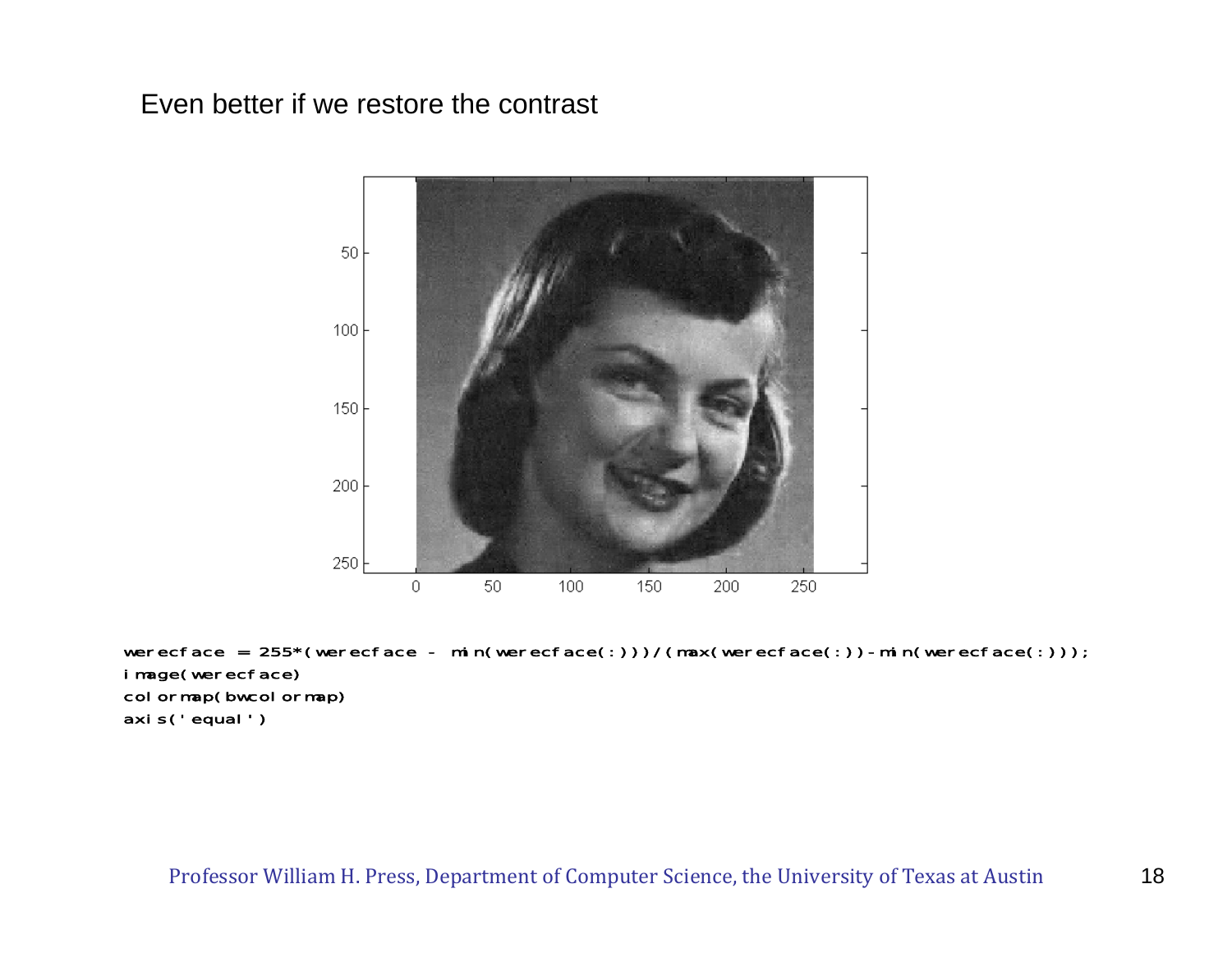Even better if we restore the contrast

```
werecface = 255*(werecface - min(werecface(:)))/(max(werecface(:))-min(werecface(:)));
image(werecface)
colormap(bwcolormap)
axis('equal')
```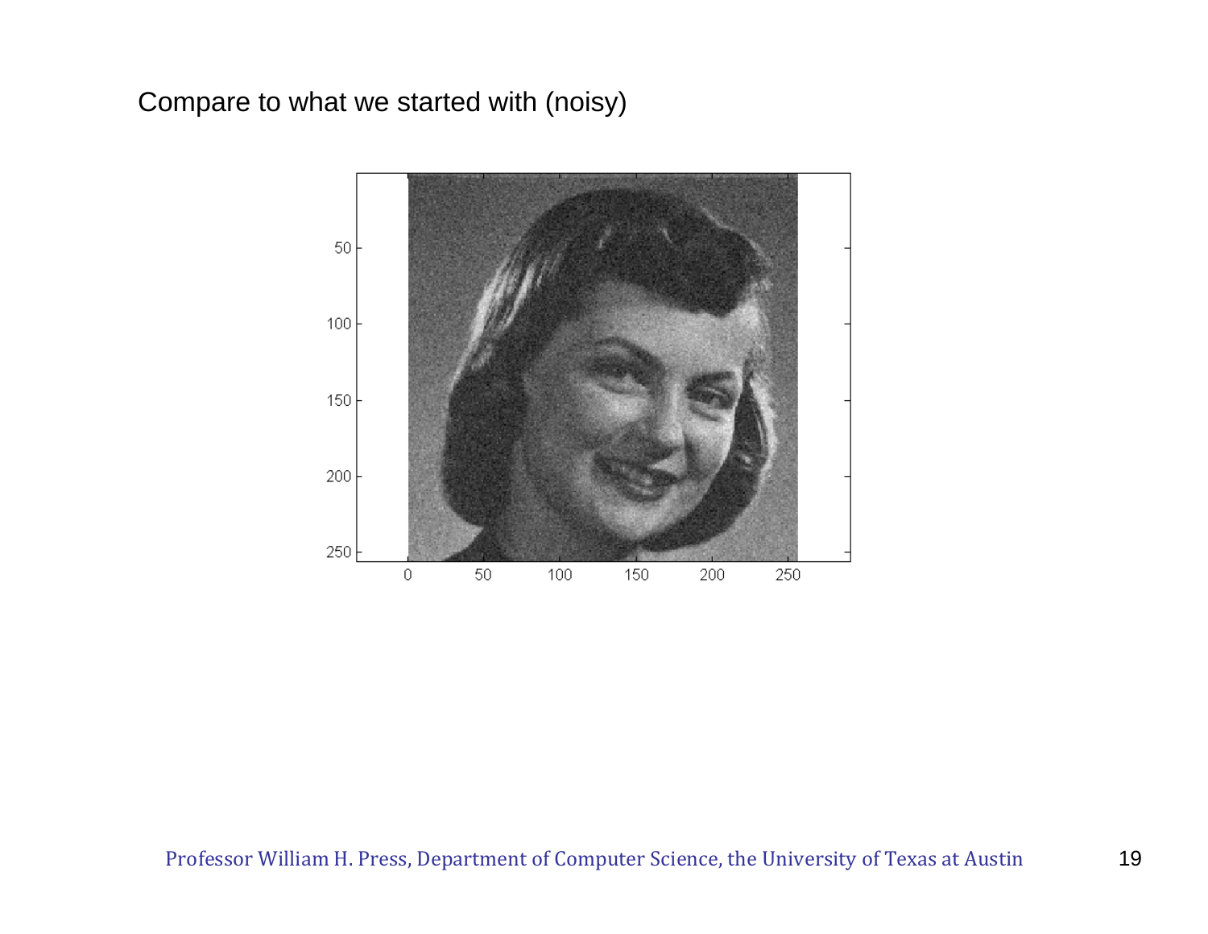Compare to what we started with (noisy)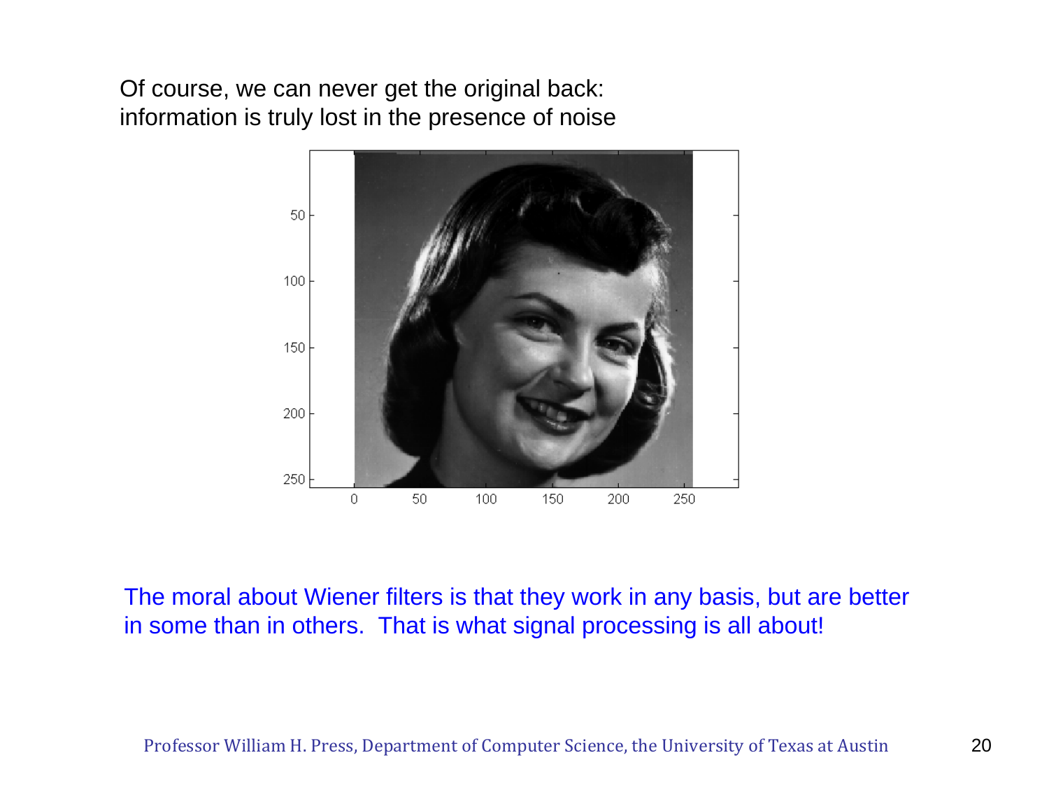Of course, we can never get the original back: information is truly lost in the presence of noise

50
100
150
200
250
0
50
100
150
200
250

The moral about Wiener filters is that they work in any basis, but are better in some than in others. That is what signal processing is all about!